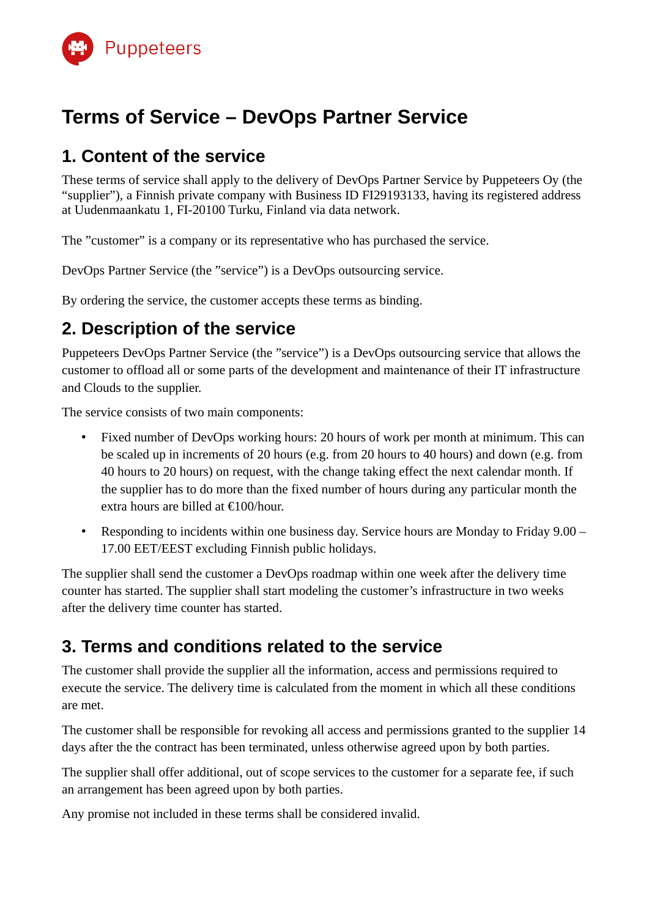Puppeteers

# Terms of Service – DevOps Partner Service

## 1. Content of the service

These terms of service shall apply to the delivery of DevOps Partner Service by Puppeteers Oy (the “supplier”), a Finnish private company with Business ID FI29193133, having its registered address at Uudenmaankatu 1, FI-20100 Turku, Finland via data network.

The ”customer” is a company or its representative who has purchased the service.

DevOps Partner Service (the ”service”) is a DevOps outsourcing service.

By ordering the service, the customer accepts these terms as binding.

## 2. Description of the service

Puppeteers DevOps Partner Service (the ”service”) is a DevOps outsourcing service that allows the customer to offload all or some parts of the development and maintenance of their IT infrastructure and Clouds to the supplier.

The service consists of two main components:

- Fixed number of DevOps working hours: 20 hours of work per month at minimum. This can be scaled up in increments of 20 hours (e.g. from 20 hours to 40 hours) and down (e.g. from 40 hours to 20 hours) on request, with the change taking effect the next calendar month. If the supplier has to do more than the fixed number of hours during any particular month the extra hours are billed at €100/hour.
- Responding to incidents within one business day. Service hours are Monday to Friday 9.00 – 17.00 EET/EEST excluding Finnish public holidays.

The supplier shall send the customer a DevOps roadmap within one week after the delivery time counter has started. The supplier shall start modeling the customer’s infrastructure in two weeks after the delivery time counter has started.

## 3. Terms and conditions related to the service

The customer shall provide the supplier all the information, access and permissions required to execute the service. The delivery time is calculated from the moment in which all these conditions are met.

The customer shall be responsible for revoking all access and permissions granted to the supplier 14 days after the the contract has been terminated, unless otherwise agreed upon by both parties.

The supplier shall offer additional, out of scope services to the customer for a separate fee, if such an arrangement has been agreed upon by both parties.

Any promise not included in these terms shall be considered invalid.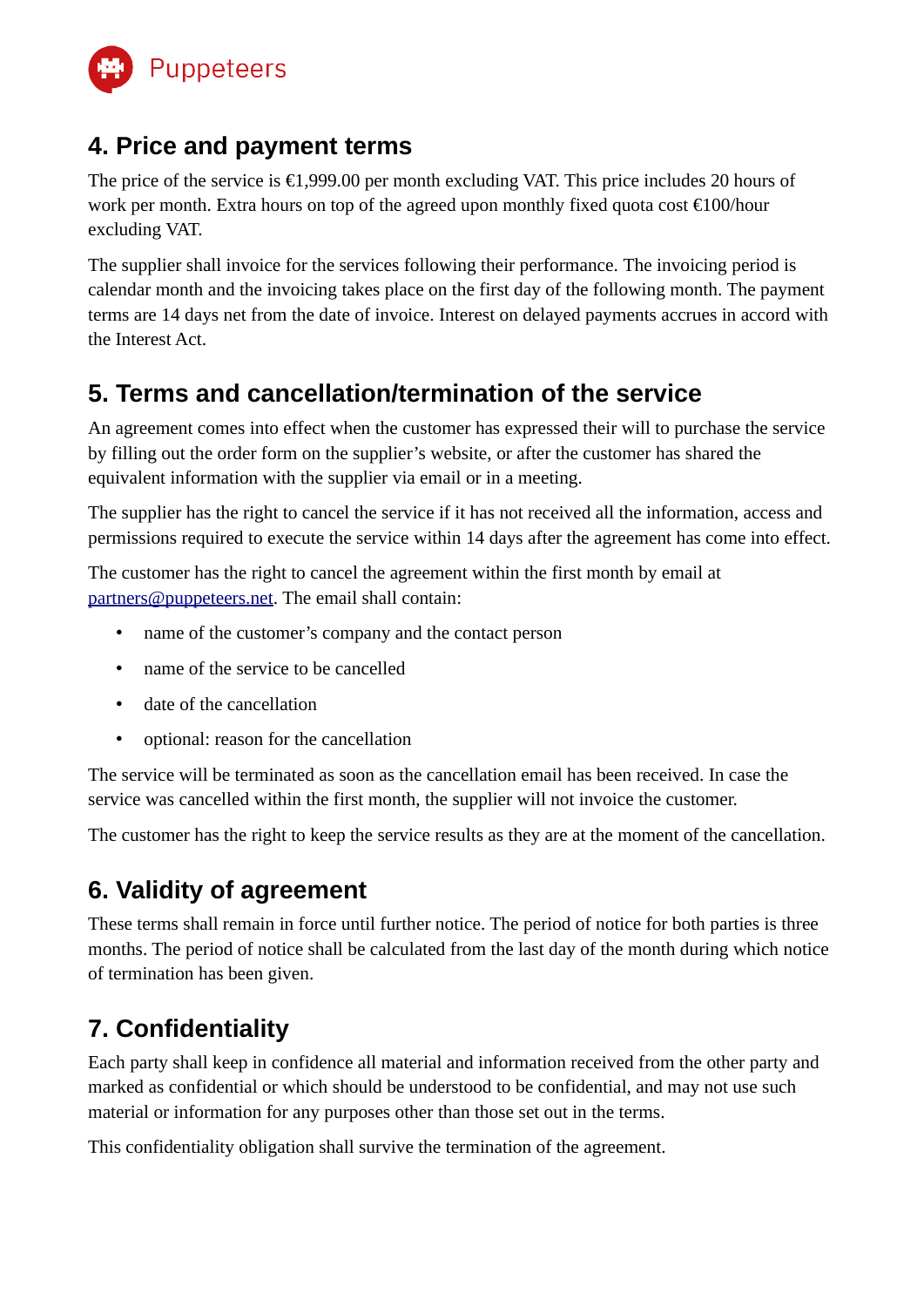## 4. Price and payment terms

The price of the service is €1,999.00 per month excluding VAT. This price includes 20 hours of work per month. Extra hours on top of the agreed upon monthly fixed quota cost €100/hour excluding VAT.

The supplier shall invoice for the services following their performance. The invoicing period is calendar month and the invoicing takes place on the first day of the following month. The payment terms are 14 days net from the date of invoice. Interest on delayed payments accrues in accord with the Interest Act.

## 5. Terms and cancellation/termination of the service

An agreement comes into effect when the customer has expressed their will to purchase the service by filling out the order form on the supplier's website, or after the customer has shared the equivalent information with the supplier via email or in a meeting.

The supplier has the right to cancel the service if it has not received all the information, access and permissions required to execute the service within 14 days after the agreement has come into effect.

The customer has the right to cancel the agreement within the first month by email at partners@puppeteers.net. The email shall contain:

- name of the customer's company and the contact person
- name of the service to be cancelled
- date of the cancellation
- optional: reason for the cancellation

The service will be terminated as soon as the cancellation email has been received. In case the service was cancelled within the first month, the supplier will not invoice the customer.

The customer has the right to keep the service results as they are at the moment of the cancellation.

## 6. Validity of agreement

These terms shall remain in force until further notice. The period of notice for both parties is three months. The period of notice shall be calculated from the last day of the month during which notice of termination has been given.

## 7. Confidentiality

Each party shall keep in confidence all material and information received from the other party and marked as confidential or which should be understood to be confidential, and may not use such material or information for any purposes other than those set out in the terms.

This confidentiality obligation shall survive the termination of the agreement.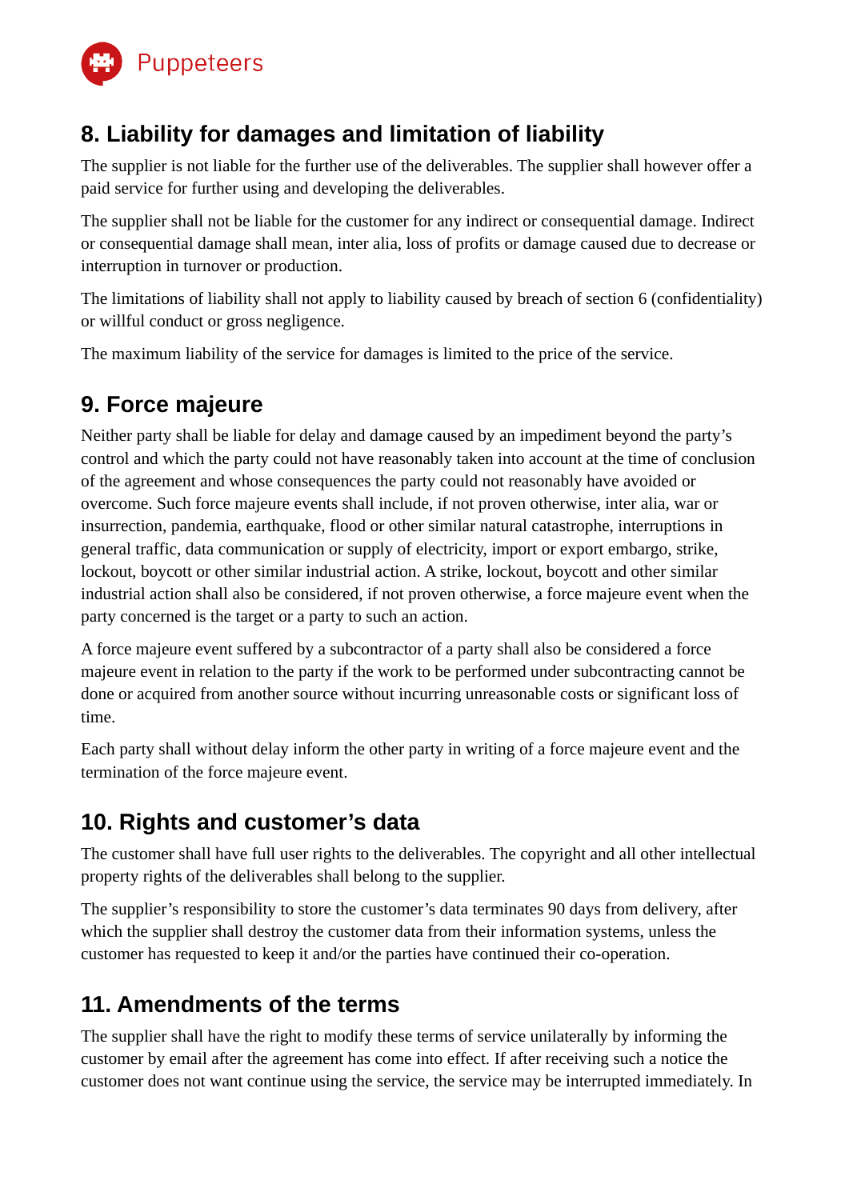## 8. Liability for damages and limitation of liability

The supplier is not liable for the further use of the deliverables. The supplier shall however offer a paid service for further using and developing the deliverables.

The supplier shall not be liable for the customer for any indirect or consequential damage. Indirect or consequential damage shall mean, inter alia, loss of profits or damage caused due to decrease or interruption in turnover or production.

The limitations of liability shall not apply to liability caused by breach of section 6 (confidentiality) or willful conduct or gross negligence.

The maximum liability of the service for damages is limited to the price of the service.

## 9. Force majeure

Neither party shall be liable for delay and damage caused by an impediment beyond the party's control and which the party could not have reasonably taken into account at the time of conclusion of the agreement and whose consequences the party could not reasonably have avoided or overcome. Such force majeure events shall include, if not proven otherwise, inter alia, war or insurrection, pandemia, earthquake, flood or other similar natural catastrophe, interruptions in general traffic, data communication or supply of electricity, import or export embargo, strike, lockout, boycott or other similar industrial action. A strike, lockout, boycott and other similar industrial action shall also be considered, if not proven otherwise, a force majeure event when the party concerned is the target or a party to such an action.

A force majeure event suffered by a subcontractor of a party shall also be considered a force majeure event in relation to the party if the work to be performed under subcontracting cannot be done or acquired from another source without incurring unreasonable costs or significant loss of time.

Each party shall without delay inform the other party in writing of a force majeure event and the termination of the force majeure event.

## 10. Rights and customer's data

The customer shall have full user rights to the deliverables. The copyright and all other intellectual property rights of the deliverables shall belong to the supplier.

The supplier's responsibility to store the customer's data terminates 90 days from delivery, after which the supplier shall destroy the customer data from their information systems, unless the customer has requested to keep it and/or the parties have continued their co-operation.

## 11. Amendments of the terms

The supplier shall have the right to modify these terms of service unilaterally by informing the customer by email after the agreement has come into effect. If after receiving such a notice the customer does not want continue using the service, the service may be interrupted immediately. In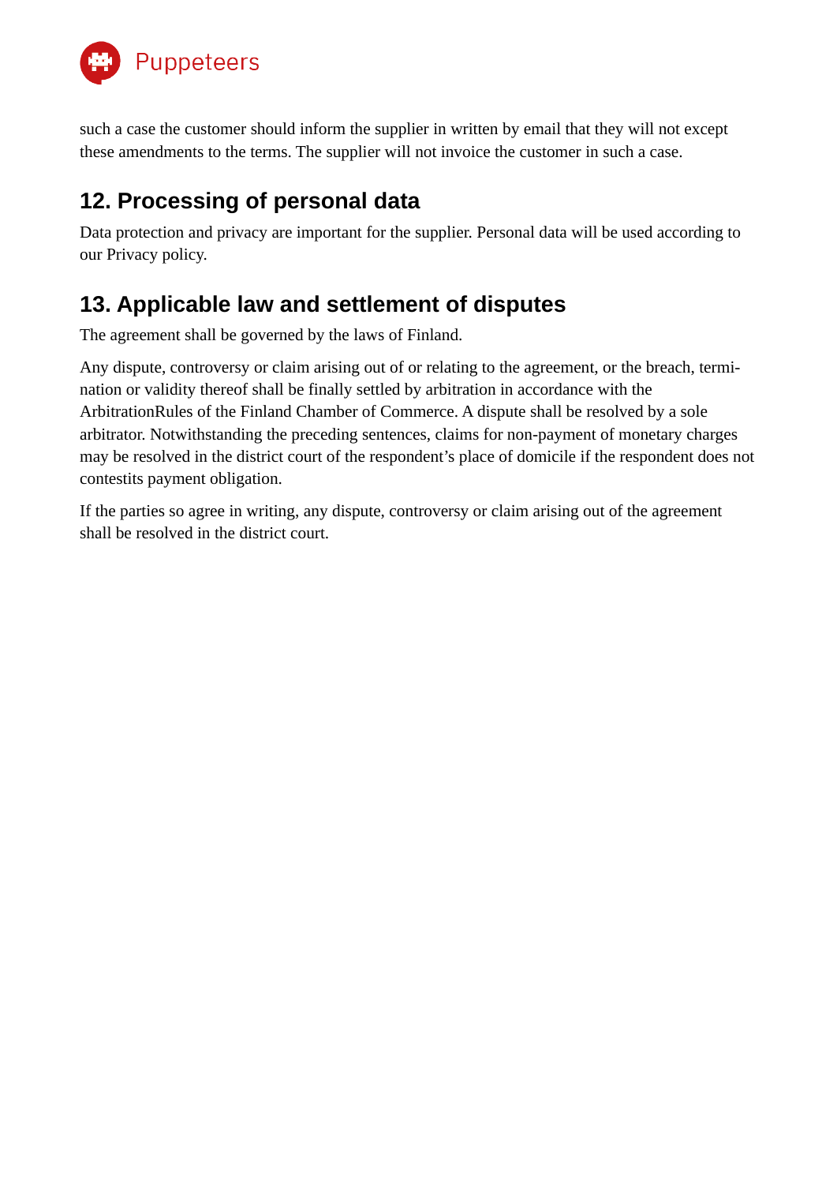such a case the customer should inform the supplier in written by email that they will not except these amendments to the terms. The supplier will not invoice the customer in such a case.

## 12. Processing of personal data

Data protection and privacy are important for the supplier. Personal data will be used according to our Privacy policy.

## 13. Applicable law and settlement of disputes

The agreement shall be governed by the laws of Finland.

Any dispute, controversy or claim arising out of or relating to the agreement, or the breach, termination or validity thereof shall be finally settled by arbitration in accordance with the ArbitrationRules of the Finland Chamber of Commerce. A dispute shall be resolved by a sole arbitrator. Notwithstanding the preceding sentences, claims for non-payment of monetary charges may be resolved in the district court of the respondent's place of domicile if the respondent does not contestits payment obligation.

If the parties so agree in writing, any dispute, controversy or claim arising out of the agreement shall be resolved in the district court.